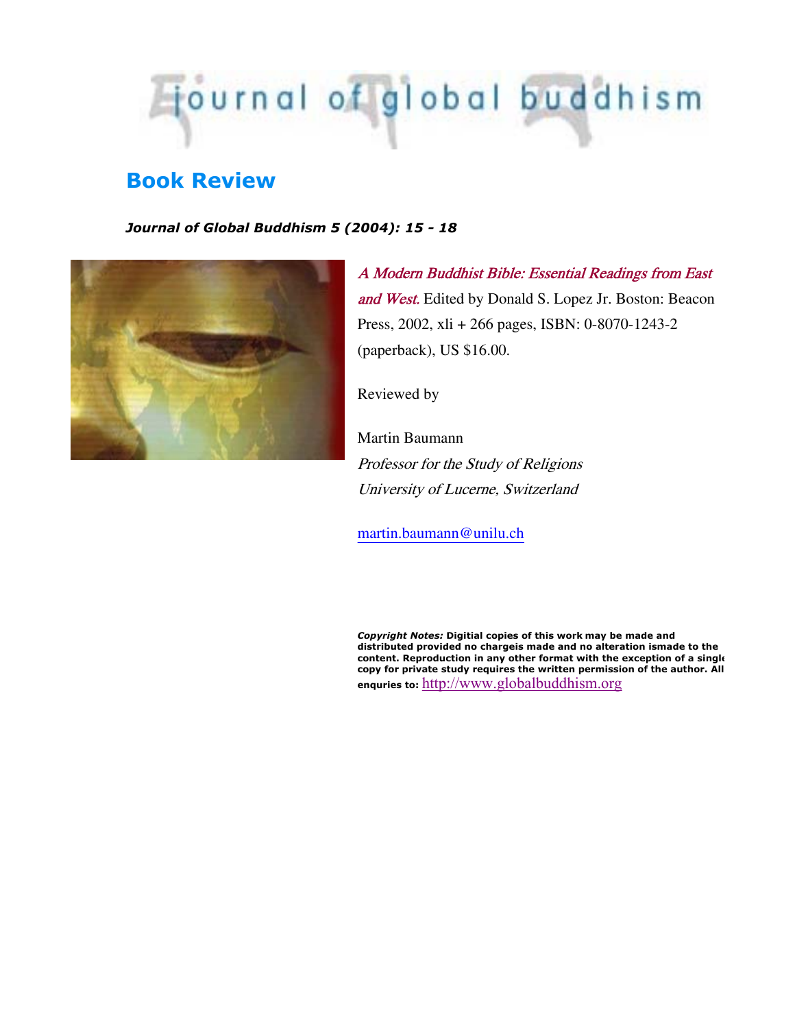# journal of global buddhism

## Book Review

***Journal of Global Buddhism 5 (2004): 15 - 18***

*A Modern Buddhist Bible: Essential Readings from East and West.* Edited by Donald S. Lopez Jr. Boston: Beacon Press, 2002, xli + 266 pages, ISBN: 0-8070-1243-2 (paperback), US $16.00.

Reviewed by

Martin Baumann
*Professor for the Study of Religions*
*University of Lucerne, Switzerland*

martin.baumann@unilu.ch

***Copyright Notes:*** **Digitial copies of this work may be made and distributed provided no chargeis made and no alteration ismade to the content. Reproduction in any other format with the exception of a single copy for private study requires the written permission of the author. All enquries to:** http://www.globalbuddhism.org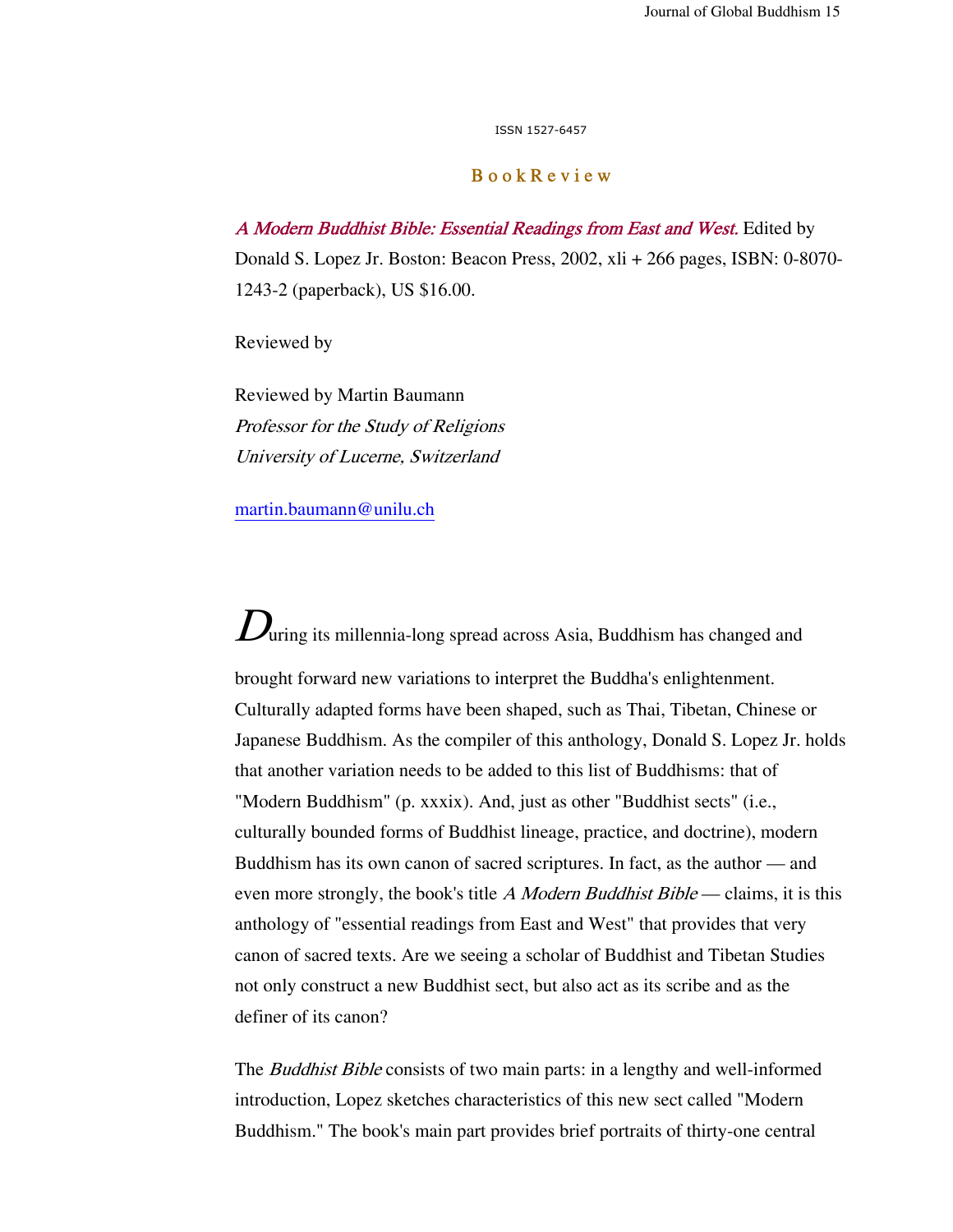ISSN 1527-6457

## B o o k R e v i e w

*A Modern Buddhist Bible: Essential Readings from East and West.* Edited by Donald S. Lopez Jr. Boston: Beacon Press, 2002, xli + 266 pages, ISBN: 0-8070-1243-2 (paperback), US $16.00.

Reviewed by

Reviewed by Martin Baumann
*Professor for the Study of Religions*
*University of Lucerne, Switzerland*

martin.baumann@unilu.ch

During its millennia-long spread across Asia, Buddhism has changed and brought forward new variations to interpret the Buddha's enlightenment. Culturally adapted forms have been shaped, such as Thai, Tibetan, Chinese or Japanese Buddhism. As the compiler of this anthology, Donald S. Lopez Jr. holds that another variation needs to be added to this list of Buddhisms: that of "Modern Buddhism" (p. xxxix). And, just as other "Buddhist sects" (i.e., culturally bounded forms of Buddhist lineage, practice, and doctrine), modern Buddhism has its own canon of sacred scriptures. In fact, as the author — and even more strongly, the book's title *A Modern Buddhist Bible* — claims, it is this anthology of "essential readings from East and West" that provides that very canon of sacred texts. Are we seeing a scholar of Buddhist and Tibetan Studies not only construct a new Buddhist sect, but also act as its scribe and as the definer of its canon?

The *Buddhist Bible* consists of two main parts: in a lengthy and well-informed introduction, Lopez sketches characteristics of this new sect called "Modern Buddhism." The book's main part provides brief portraits of thirty-one central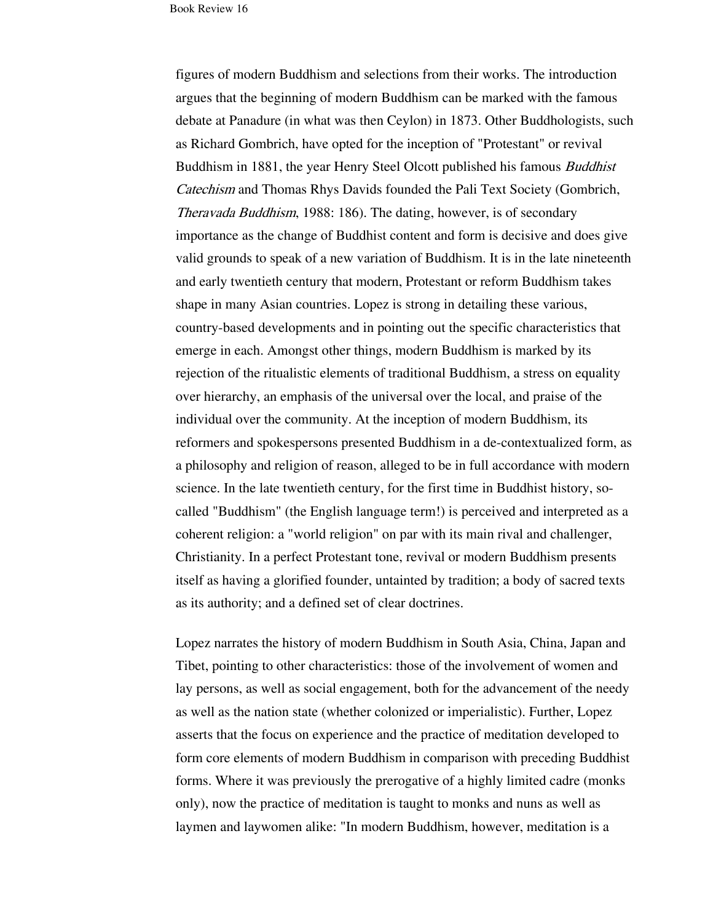figures of modern Buddhism and selections from their works. The introduction argues that the beginning of modern Buddhism can be marked with the famous debate at Panadure (in what was then Ceylon) in 1873. Other Buddhologists, such as Richard Gombrich, have opted for the inception of "Protestant" or revival Buddhism in 1881, the year Henry Steel Olcott published his famous *Buddhist Catechism* and Thomas Rhys Davids founded the Pali Text Society (Gombrich, *Theravada Buddhism*, 1988: 186). The dating, however, is of secondary importance as the change of Buddhist content and form is decisive and does give valid grounds to speak of a new variation of Buddhism. It is in the late nineteenth and early twentieth century that modern, Protestant or reform Buddhism takes shape in many Asian countries. Lopez is strong in detailing these various, country-based developments and in pointing out the specific characteristics that emerge in each. Amongst other things, modern Buddhism is marked by its rejection of the ritualistic elements of traditional Buddhism, a stress on equality over hierarchy, an emphasis of the universal over the local, and praise of the individual over the community. At the inception of modern Buddhism, its reformers and spokespersons presented Buddhism in a de-contextualized form, as a philosophy and religion of reason, alleged to be in full accordance with modern science. In the late twentieth century, for the first time in Buddhist history, so-called "Buddhism" (the English language term!) is perceived and interpreted as a coherent religion: a "world religion" on par with its main rival and challenger, Christianity. In a perfect Protestant tone, revival or modern Buddhism presents itself as having a glorified founder, untainted by tradition; a body of sacred texts as its authority; and a defined set of clear doctrines.

Lopez narrates the history of modern Buddhism in South Asia, China, Japan and Tibet, pointing to other characteristics: those of the involvement of women and lay persons, as well as social engagement, both for the advancement of the needy as well as the nation state (whether colonized or imperialistic). Further, Lopez asserts that the focus on experience and the practice of meditation developed to form core elements of modern Buddhism in comparison with preceding Buddhist forms. Where it was previously the prerogative of a highly limited cadre (monks only), now the practice of meditation is taught to monks and nuns as well as laymen and laywomen alike: "In modern Buddhism, however, meditation is a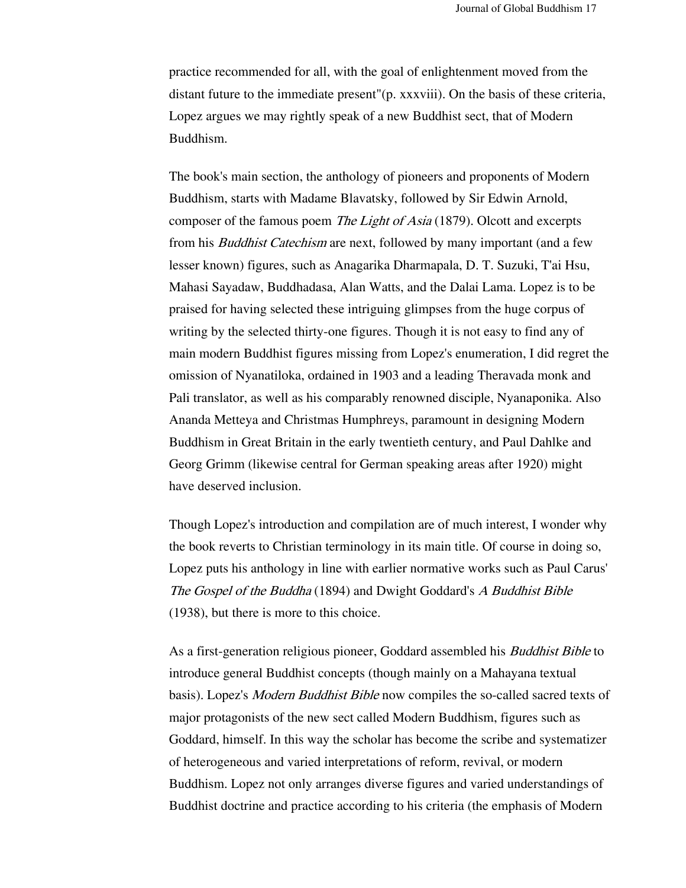practice recommended for all, with the goal of enlightenment moved from the distant future to the immediate present"(p. xxxviii). On the basis of these criteria, Lopez argues we may rightly speak of a new Buddhist sect, that of Modern Buddhism.

The book's main section, the anthology of pioneers and proponents of Modern Buddhism, starts with Madame Blavatsky, followed by Sir Edwin Arnold, composer of the famous poem *The Light of Asia* (1879). Olcott and excerpts from his *Buddhist Catechism* are next, followed by many important (and a few lesser known) figures, such as Anagarika Dharmapala, D. T. Suzuki, T'ai Hsu, Mahasi Sayadaw, Buddhadasa, Alan Watts, and the Dalai Lama. Lopez is to be praised for having selected these intriguing glimpses from the huge corpus of writing by the selected thirty-one figures. Though it is not easy to find any of main modern Buddhist figures missing from Lopez's enumeration, I did regret the omission of Nyanatiloka, ordained in 1903 and a leading Theravada monk and Pali translator, as well as his comparably renowned disciple, Nyanaponika. Also Ananda Metteya and Christmas Humphreys, paramount in designing Modern Buddhism in Great Britain in the early twentieth century, and Paul Dahlke and Georg Grimm (likewise central for German speaking areas after 1920) might have deserved inclusion.

Though Lopez's introduction and compilation are of much interest, I wonder why the book reverts to Christian terminology in its main title. Of course in doing so, Lopez puts his anthology in line with earlier normative works such as Paul Carus' *The Gospel of the Buddha* (1894) and Dwight Goddard's *A Buddhist Bible* (1938), but there is more to this choice.

As a first-generation religious pioneer, Goddard assembled his *Buddhist Bible* to introduce general Buddhist concepts (though mainly on a Mahayana textual basis). Lopez's *Modern Buddhist Bible* now compiles the so-called sacred texts of major protagonists of the new sect called Modern Buddhism, figures such as Goddard, himself. In this way the scholar has become the scribe and systematizer of heterogeneous and varied interpretations of reform, revival, or modern Buddhism. Lopez not only arranges diverse figures and varied understandings of Buddhist doctrine and practice according to his criteria (the emphasis of Modern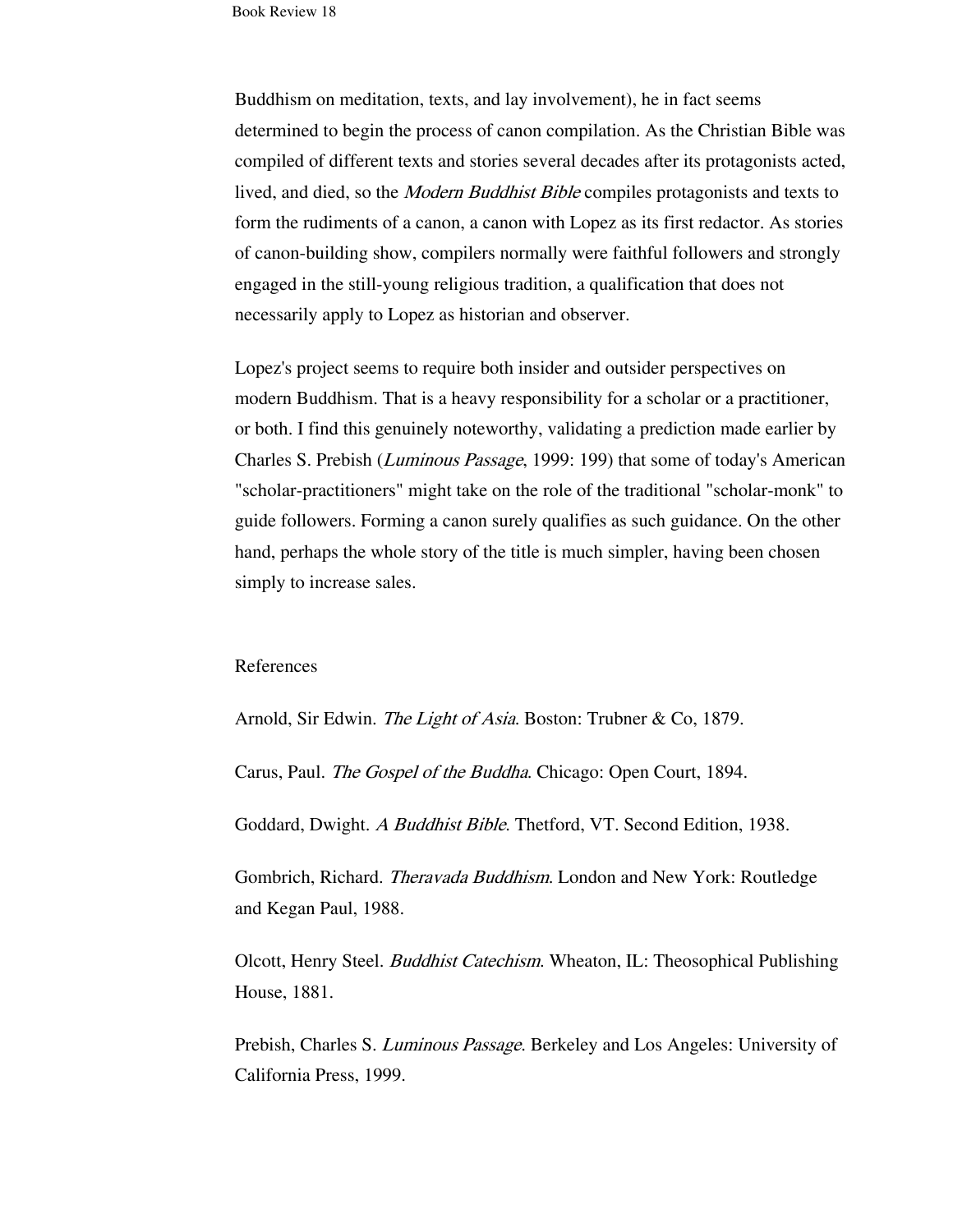Buddhism on meditation, texts, and lay involvement), he in fact seems determined to begin the process of canon compilation. As the Christian Bible was compiled of different texts and stories several decades after its protagonists acted, lived, and died, so the *Modern Buddhist Bible* compiles protagonists and texts to form the rudiments of a canon, a canon with Lopez as its first redactor. As stories of canon-building show, compilers normally were faithful followers and strongly engaged in the still-young religious tradition, a qualification that does not necessarily apply to Lopez as historian and observer.

Lopez's project seems to require both insider and outsider perspectives on modern Buddhism. That is a heavy responsibility for a scholar or a practitioner, or both. I find this genuinely noteworthy, validating a prediction made earlier by Charles S. Prebish (*Luminous Passage*, 1999: 199) that some of today's American "scholar-practitioners" might take on the role of the traditional "scholar-monk" to guide followers. Forming a canon surely qualifies as such guidance. On the other hand, perhaps the whole story of the title is much simpler, having been chosen simply to increase sales.

## References

Arnold, Sir Edwin. *The Light of Asia*. Boston: Trubner & Co, 1879.

Carus, Paul. *The Gospel of the Buddha*. Chicago: Open Court, 1894.

Goddard, Dwight. *A Buddhist Bible*. Thetford, VT. Second Edition, 1938.

Gombrich, Richard. *Theravada Buddhism*. London and New York: Routledge and Kegan Paul, 1988.

Olcott, Henry Steel. *Buddhist Catechism*. Wheaton, IL: Theosophical Publishing House, 1881.

Prebish, Charles S. *Luminous Passage*. Berkeley and Los Angeles: University of California Press, 1999.